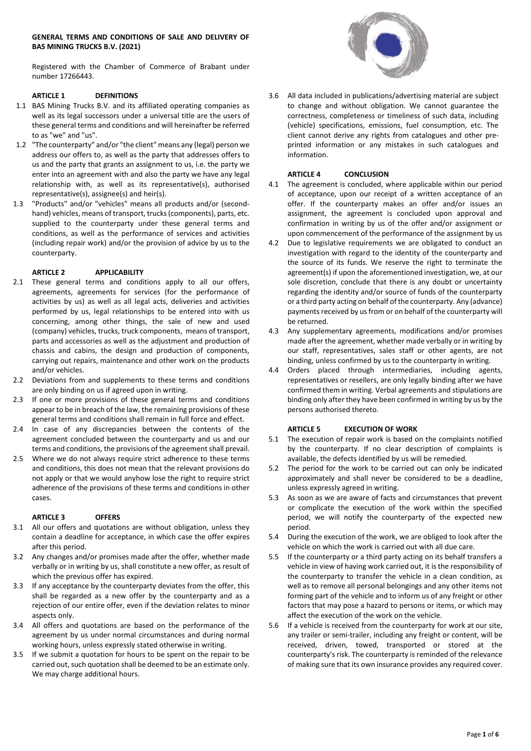**GENERAL TERMS AND CONDITIONS OF SALE AND DELIVERY OF BAS MINING TRUCKS B.V. (2021)**

Registered with the Chamber of Commerce of Brabant under number 17266443.

**ARTICLE 1 DEFINITIONS**

1.1 BAS Mining Trucks B.V. and its affiliated operating companies as well as its legal successors under a universal title are the users of these general terms and conditions and will hereinafter be referred to as "we" and "us".

1.2 "The counterparty" and/or "the client" means any (legal) person we address our offers to, as well as the party that addresses offers to us and the party that grants an assignment to us, i.e. the party we enter into an agreement with and also the party we have any legal relationship with, as well as its representative(s), authorised representative(s), assignee(s) and heir(s).

1.3 "Products" and/or "vehicles" means all products and/or (second-hand) vehicles, means of transport, trucks (components), parts, etc. supplied to the counterparty under these general terms and conditions, as well as the performance of services and activities (including repair work) and/or the provision of advice by us to the counterparty.

**ARTICLE 2 APPLICABILITY**

2.1 These general terms and conditions apply to all our offers, agreements, agreements for services (for the performance of activities by us) as well as all legal acts, deliveries and activities performed by us, legal relationships to be entered into with us concerning, among other things, the sale of new and used (company) vehicles, trucks, truck components, means of transport, parts and accessories as well as the adjustment and production of chassis and cabins, the design and production of components, carrying out repairs, maintenance and other work on the products and/or vehicles.

2.2 Deviations from and supplements to these terms and conditions are only binding on us if agreed upon in writing.

2.3 If one or more provisions of these general terms and conditions appear to be in breach of the law, the remaining provisions of these general terms and conditions shall remain in full force and effect.

2.4 In case of any discrepancies between the contents of the agreement concluded between the counterparty and us and our terms and conditions, the provisions of the agreement shall prevail.

2.5 Where we do not always require strict adherence to these terms and conditions, this does not mean that the relevant provisions do not apply or that we would anyhow lose the right to require strict adherence of the provisions of these terms and conditions in other cases.

**ARTICLE 3 OFFERS**

3.1 All our offers and quotations are without obligation, unless they contain a deadline for acceptance, in which case the offer expires after this period.

3.2 Any changes and/or promises made after the offer, whether made verbally or in writing by us, shall constitute a new offer, as result of which the previous offer has expired.

3.3 If any acceptance by the counterparty deviates from the offer, this shall be regarded as a new offer by the counterparty and as a rejection of our entire offer, even if the deviation relates to minor aspects only.

3.4 All offers and quotations are based on the performance of the agreement by us under normal circumstances and during normal working hours, unless expressly stated otherwise in writing.

3.5 If we submit a quotation for hours to be spent on the repair to be carried out, such quotation shall be deemed to be an estimate only. We may charge additional hours.

3.6 All data included in publications/advertising material are subject to change and without obligation. We cannot guarantee the correctness, completeness or timeliness of such data, including (vehicle) specifications, emissions, fuel consumption, etc. The client cannot derive any rights from catalogues and other pre-printed information or any mistakes in such catalogues and information.

**ARTICLE 4 CONCLUSION**

4.1 The agreement is concluded, where applicable within our period of acceptance, upon our receipt of a written acceptance of an offer. If the counterparty makes an offer and/or issues an assignment, the agreement is concluded upon approval and confirmation in writing by us of the offer and/or assignment or upon commencement of the performance of the assignment by us

4.2 Due to legislative requirements we are obligated to conduct an investigation with regard to the identity of the counterparty and the source of its funds. We reserve the right to terminate the agreement(s) if upon the aforementioned investigation, we, at our sole discretion, conclude that there is any doubt or uncertainty regarding the identity and/or source of funds of the counterparty or a third party acting on behalf of the counterparty. Any (advance) payments received by us from or on behalf of the counterparty will be returned.

4.3 Any supplementary agreements, modifications and/or promises made after the agreement, whether made verbally or in writing by our staff, representatives, sales staff or other agents, are not binding, unless confirmed by us to the counterparty in writing.

4.4 Orders placed through intermediaries, including agents, representatives or resellers, are only legally binding after we have confirmed them in writing. Verbal agreements and stipulations are binding only after they have been confirmed in writing by us by the persons authorised thereto.

**ARTICLE 5 EXECUTION OF WORK**

5.1 The execution of repair work is based on the complaints notified by the counterparty. If no clear description of complaints is available, the defects identified by us will be remedied.

5.2 The period for the work to be carried out can only be indicated approximately and shall never be considered to be a deadline, unless expressly agreed in writing.

5.3 As soon as we are aware of facts and circumstances that prevent or complicate the execution of the work within the specified period, we will notify the counterparty of the expected new period.

5.4 During the execution of the work, we are obliged to look after the vehicle on which the work is carried out with all due care.

5.5 If the counterparty or a third party acting on its behalf transfers a vehicle in view of having work carried out, it is the responsibility of the counterparty to transfer the vehicle in a clean condition, as well as to remove all personal belongings and any other items not forming part of the vehicle and to inform us of any freight or other factors that may pose a hazard to persons or items, or which may affect the execution of the work on the vehicle.

5.6 If a vehicle is received from the counterparty for work at our site, any trailer or semi-trailer, including any freight or content, will be received, driven, towed, transported or stored at the counterparty's risk. The counterparty is reminded of the relevance of making sure that its own insurance provides any required cover.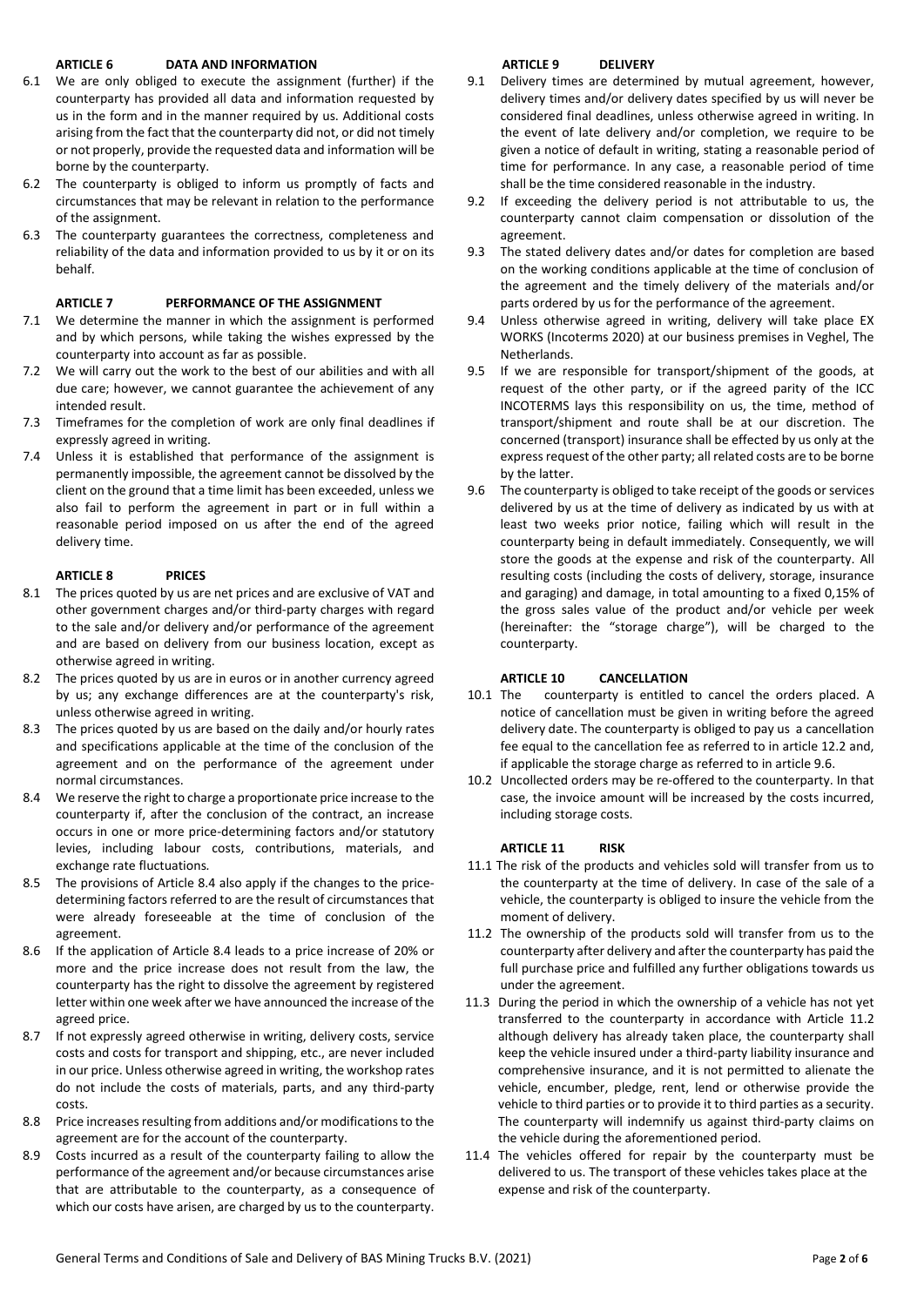## ARTICLE 6 DATA AND INFORMATION

6.1 We are only obliged to execute the assignment (further) if the counterparty has provided all data and information requested by us in the form and in the manner required by us. Additional costs arising from the fact that the counterparty did not, or did not timely or not properly, provide the requested data and information will be borne by the counterparty.

6.2 The counterparty is obliged to inform us promptly of facts and circumstances that may be relevant in relation to the performance of the assignment.

6.3 The counterparty guarantees the correctness, completeness and reliability of the data and information provided to us by it or on its behalf.

## ARTICLE 7 PERFORMANCE OF THE ASSIGNMENT

7.1 We determine the manner in which the assignment is performed and by which persons, while taking the wishes expressed by the counterparty into account as far as possible.

7.2 We will carry out the work to the best of our abilities and with all due care; however, we cannot guarantee the achievement of any intended result.

7.3 Timeframes for the completion of work are only final deadlines if expressly agreed in writing.

7.4 Unless it is established that performance of the assignment is permanently impossible, the agreement cannot be dissolved by the client on the ground that a time limit has been exceeded, unless we also fail to perform the agreement in part or in full within a reasonable period imposed on us after the end of the agreed delivery time.

## ARTICLE 8 PRICES

8.1 The prices quoted by us are net prices and are exclusive of VAT and other government charges and/or third-party charges with regard to the sale and/or delivery and/or performance of the agreement and are based on delivery from our business location, except as otherwise agreed in writing.

8.2 The prices quoted by us are in euros or in another currency agreed by us; any exchange differences are at the counterparty's risk, unless otherwise agreed in writing.

8.3 The prices quoted by us are based on the daily and/or hourly rates and specifications applicable at the time of the conclusion of the agreement and on the performance of the agreement under normal circumstances.

8.4 We reserve the right to charge a proportionate price increase to the counterparty if, after the conclusion of the contract, an increase occurs in one or more price-determining factors and/or statutory levies, including labour costs, contributions, materials, and exchange rate fluctuations.

8.5 The provisions of Article 8.4 also apply if the changes to the price-determining factors referred to are the result of circumstances that were already foreseeable at the time of conclusion of the agreement.

8.6 If the application of Article 8.4 leads to a price increase of 20% or more and the price increase does not result from the law, the counterparty has the right to dissolve the agreement by registered letter within one week after we have announced the increase of the agreed price.

8.7 If not expressly agreed otherwise in writing, delivery costs, service costs and costs for transport and shipping, etc., are never included in our price. Unless otherwise agreed in writing, the workshop rates do not include the costs of materials, parts, and any third-party costs.

8.8 Price increases resulting from additions and/or modifications to the agreement are for the account of the counterparty.

8.9 Costs incurred as a result of the counterparty failing to allow the performance of the agreement and/or because circumstances arise that are attributable to the counterparty, as a consequence of which our costs have arisen, are charged by us to the counterparty.

## ARTICLE 9 DELIVERY

9.1 Delivery times are determined by mutual agreement, however, delivery times and/or delivery dates specified by us will never be considered final deadlines, unless otherwise agreed in writing. In the event of late delivery and/or completion, we require to be given a notice of default in writing, stating a reasonable period of time for performance. In any case, a reasonable period of time shall be the time considered reasonable in the industry.

9.2 If exceeding the delivery period is not attributable to us, the counterparty cannot claim compensation or dissolution of the agreement.

9.3 The stated delivery dates and/or dates for completion are based on the working conditions applicable at the time of conclusion of the agreement and the timely delivery of the materials and/or parts ordered by us for the performance of the agreement.

9.4 Unless otherwise agreed in writing, delivery will take place EX WORKS (Incoterms 2020) at our business premises in Veghel, The Netherlands.

9.5 If we are responsible for transport/shipment of the goods, at request of the other party, or if the agreed parity of the ICC INCOTERMS lays this responsibility on us, the time, method of transport/shipment and route shall be at our discretion. The concerned (transport) insurance shall be effected by us only at the express request of the other party; all related costs are to be borne by the latter.

9.6 The counterparty is obliged to take receipt of the goods or services delivered by us at the time of delivery as indicated by us with at least two weeks prior notice, failing which will result in the counterparty being in default immediately. Consequently, we will store the goods at the expense and risk of the counterparty. All resulting costs (including the costs of delivery, storage, insurance and garaging) and damage, in total amounting to a fixed 0,15% of the gross sales value of the product and/or vehicle per week (hereinafter: the "storage charge"), will be charged to the counterparty.

## ARTICLE 10 CANCELLATION

10.1 The counterparty is entitled to cancel the orders placed. A notice of cancellation must be given in writing before the agreed delivery date. The counterparty is obliged to pay us a cancellation fee equal to the cancellation fee as referred to in article 12.2 and, if applicable the storage charge as referred to in article 9.6.

10.2 Uncollected orders may be re-offered to the counterparty. In that case, the invoice amount will be increased by the costs incurred, including storage costs.

## ARTICLE 11 RISK

11.1 The risk of the products and vehicles sold will transfer from us to the counterparty at the time of delivery. In case of the sale of a vehicle, the counterparty is obliged to insure the vehicle from the moment of delivery.

11.2 The ownership of the products sold will transfer from us to the counterparty after delivery and after the counterparty has paid the full purchase price and fulfilled any further obligations towards us under the agreement.

11.3 During the period in which the ownership of a vehicle has not yet transferred to the counterparty in accordance with Article 11.2 although delivery has already taken place, the counterparty shall keep the vehicle insured under a third-party liability insurance and comprehensive insurance, and it is not permitted to alienate the vehicle, encumber, pledge, rent, lend or otherwise provide the vehicle to third parties or to provide it to third parties as a security. The counterparty will indemnify us against third-party claims on the vehicle during the aforementioned period.

11.4 The vehicles offered for repair by the counterparty must be delivered to us. The transport of these vehicles takes place at the expense and risk of the counterparty.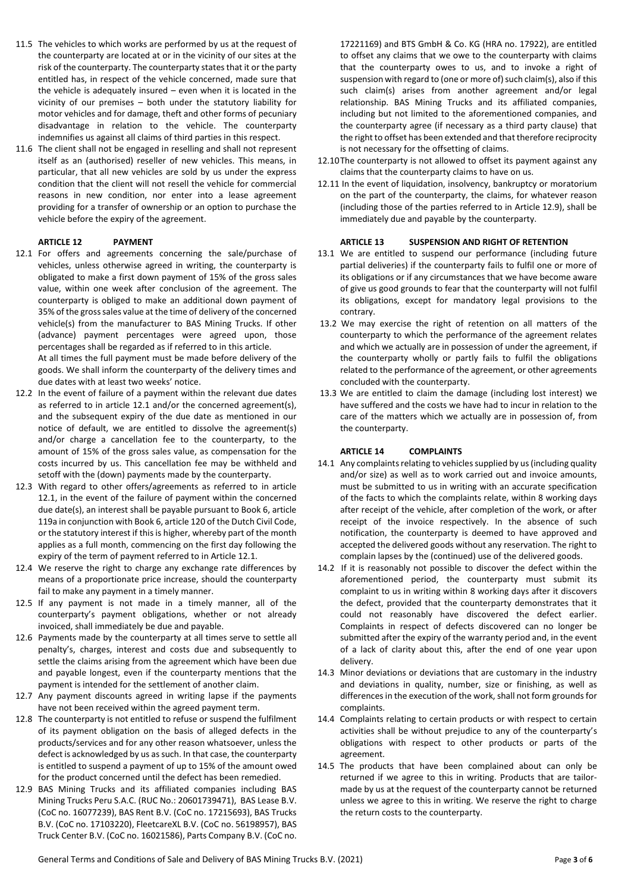11.5 The vehicles to which works are performed by us at the request of the counterparty are located at or in the vicinity of our sites at the risk of the counterparty. The counterparty states that it or the party entitled has, in respect of the vehicle concerned, made sure that the vehicle is adequately insured – even when it is located in the vicinity of our premises – both under the statutory liability for motor vehicles and for damage, theft and other forms of pecuniary disadvantage in relation to the vehicle. The counterparty indemnifies us against all claims of third parties in this respect.

11.6 The client shall not be engaged in reselling and shall not represent itself as an (authorised) reseller of new vehicles. This means, in particular, that all new vehicles are sold by us under the express condition that the client will not resell the vehicle for commercial reasons in new condition, nor enter into a lease agreement providing for a transfer of ownership or an option to purchase the vehicle before the expiry of the agreement.

### ARTICLE 12 PAYMENT

12.1 For offers and agreements concerning the sale/purchase of vehicles, unless otherwise agreed in writing, the counterparty is obligated to make a first down payment of 15% of the gross sales value, within one week after conclusion of the agreement. The counterparty is obliged to make an additional down payment of 35% of the gross sales value at the time of delivery of the concerned vehicle(s) from the manufacturer to BAS Mining Trucks. If other (advance) payment percentages were agreed upon, those percentages shall be regarded as if referred to in this article.
At all times the full payment must be made before delivery of the goods. We shall inform the counterparty of the delivery times and due dates with at least two weeks' notice.

12.2 In the event of failure of a payment within the relevant due dates as referred to in article 12.1 and/or the concerned agreement(s), and the subsequent expiry of the due date as mentioned in our notice of default, we are entitled to dissolve the agreement(s) and/or charge a cancellation fee to the counterparty, to the amount of 15% of the gross sales value, as compensation for the costs incurred by us. This cancellation fee may be withheld and setoff with the (down) payments made by the counterparty.

12.3 With regard to other offers/agreements as referred to in article 12.1, in the event of the failure of payment within the concerned due date(s), an interest shall be payable pursuant to Book 6, article 119a in conjunction with Book 6, article 120 of the Dutch Civil Code, or the statutory interest if this is higher, whereby part of the month applies as a full month, commencing on the first day following the expiry of the term of payment referred to in Article 12.1.

12.4 We reserve the right to charge any exchange rate differences by means of a proportionate price increase, should the counterparty fail to make any payment in a timely manner.

12.5 If any payment is not made in a timely manner, all of the counterparty's payment obligations, whether or not already invoiced, shall immediately be due and payable.

12.6 Payments made by the counterparty at all times serve to settle all penalty's, charges, interest and costs due and subsequently to settle the claims arising from the agreement which have been due and payable longest, even if the counterparty mentions that the payment is intended for the settlement of another claim.

12.7 Any payment discounts agreed in writing lapse if the payments have not been received within the agreed payment term.

12.8 The counterparty is not entitled to refuse or suspend the fulfilment of its payment obligation on the basis of alleged defects in the products/services and for any other reason whatsoever, unless the defect is acknowledged by us as such. In that case, the counterparty is entitled to suspend a payment of up to 15% of the amount owed for the product concerned until the defect has been remedied.

12.9 BAS Mining Trucks and its affiliated companies including BAS Mining Trucks Peru S.A.C. (RUC No.: 20601739471), BAS Lease B.V. (CoC no. 16077239), BAS Rent B.V. (CoC no. 17215693), BAS Trucks B.V. (CoC no. 17103220), FleetcareXL B.V. (CoC no. 56198957), BAS Truck Center B.V. (CoC no. 16021586), Parts Company B.V. (CoC no. 17221169) and BTS GmbH & Co. KG (HRA no. 17922), are entitled to offset any claims that we owe to the counterparty with claims that the counterparty owes to us, and to invoke a right of suspension with regard to (one or more of) such claim(s), also if this such claim(s) arises from another agreement and/or legal relationship. BAS Mining Trucks and its affiliated companies, including but not limited to the aforementioned companies, and the counterparty agree (if necessary as a third party clause) that the right to offset has been extended and that therefore reciprocity is not necessary for the offsetting of claims.

12.10 The counterparty is not allowed to offset its payment against any claims that the counterparty claims to have on us.

12.11 In the event of liquidation, insolvency, bankruptcy or moratorium on the part of the counterparty, the claims, for whatever reason (including those of the parties referred to in Article 12.9), shall be immediately due and payable by the counterparty.

### ARTICLE 13 SUSPENSION AND RIGHT OF RETENTION

13.1 We are entitled to suspend our performance (including future partial deliveries) if the counterparty fails to fulfil one or more of its obligations or if any circumstances that we have become aware of give us good grounds to fear that the counterparty will not fulfil its obligations, except for mandatory legal provisions to the contrary.

13.2 We may exercise the right of retention on all matters of the counterparty to which the performance of the agreement relates and which we actually are in possession of under the agreement, if the counterparty wholly or partly fails to fulfil the obligations related to the performance of the agreement, or other agreements concluded with the counterparty.

13.3 We are entitled to claim the damage (including lost interest) we have suffered and the costs we have had to incur in relation to the care of the matters which we actually are in possession of, from the counterparty.

### ARTICLE 14 COMPLAINTS

14.1 Any complaints relating to vehicles supplied by us (including quality and/or size) as well as to work carried out and invoice amounts, must be submitted to us in writing with an accurate specification of the facts to which the complaints relate, within 8 working days after receipt of the vehicle, after completion of the work, or after receipt of the invoice respectively. In the absence of such notification, the counterparty is deemed to have approved and accepted the delivered goods without any reservation. The right to complain lapses by the (continued) use of the delivered goods.

14.2 If it is reasonably not possible to discover the defect within the aforementioned period, the counterparty must submit its complaint to us in writing within 8 working days after it discovers the defect, provided that the counterparty demonstrates that it could not reasonably have discovered the defect earlier. Complaints in respect of defects discovered can no longer be submitted after the expiry of the warranty period and, in the event of a lack of clarity about this, after the end of one year upon delivery.

14.3 Minor deviations or deviations that are customary in the industry and deviations in quality, number, size or finishing, as well as differences in the execution of the work, shall not form grounds for complaints.

14.4 Complaints relating to certain products or with respect to certain activities shall be without prejudice to any of the counterparty's obligations with respect to other products or parts of the agreement.

14.5 The products that have been complained about can only be returned if we agree to this in writing. Products that are tailor-made by us at the request of the counterparty cannot be returned unless we agree to this in writing. We reserve the right to charge the return costs to the counterparty.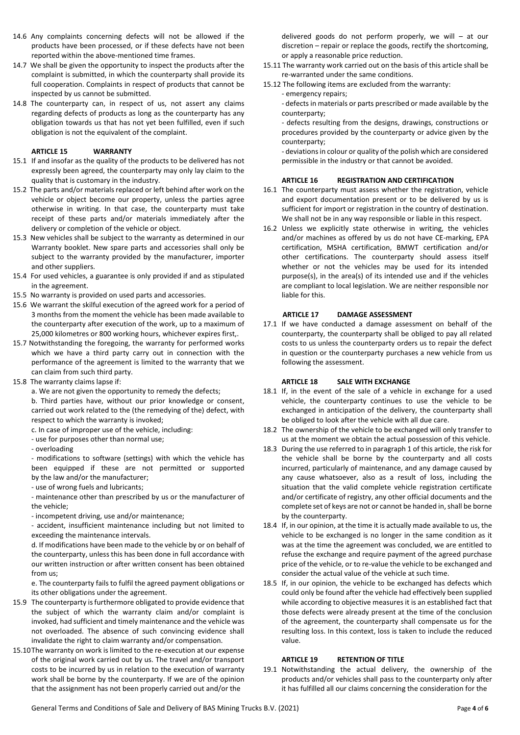14.6 Any complaints concerning defects will not be allowed if the products have been processed, or if these defects have not been reported within the above-mentioned time frames.

14.7 We shall be given the opportunity to inspect the products after the complaint is submitted, in which the counterparty shall provide its full cooperation. Complaints in respect of products that cannot be inspected by us cannot be submitted.

14.8 The counterparty can, in respect of us, not assert any claims regarding defects of products as long as the counterparty has any obligation towards us that has not yet been fulfilled, even if such obligation is not the equivalent of the complaint.

## ARTICLE 15 WARRANTY

15.1 If and insofar as the quality of the products to be delivered has not expressly been agreed, the counterparty may only lay claim to the quality that is customary in the industry.

15.2 The parts and/or materials replaced or left behind after work on the vehicle or object become our property, unless the parties agree otherwise in writing. In that case, the counterparty must take receipt of these parts and/or materials immediately after the delivery or completion of the vehicle or object.

15.3 New vehicles shall be subject to the warranty as determined in our Warranty booklet. New spare parts and accessories shall only be subject to the warranty provided by the manufacturer, importer and other suppliers.

15.4 For used vehicles, a guarantee is only provided if and as stipulated in the agreement.

15.5 No warranty is provided on used parts and accessories.

15.6 We warrant the skilful execution of the agreed work for a period of 3 months from the moment the vehicle has been made available to the counterparty after execution of the work, up to a maximum of 25,000 kilometres or 800 working hours, whichever expires first,.

15.7 Notwithstanding the foregoing, the warranty for performed works which we have a third party carry out in connection with the performance of the agreement is limited to the warranty that we can claim from such third party.

15.8 The warranty claims lapse if:

a. We are not given the opportunity to remedy the defects;

b. Third parties have, without our prior knowledge or consent, carried out work related to the (the remedying of the) defect, with respect to which the warranty is invoked;

c. In case of improper use of the vehicle, including:

- use for purposes other than normal use;
- overloading
- modifications to software (settings) with which the vehicle has been equipped if these are not permitted or supported by the law and/or the manufacturer;
- use of wrong fuels and lubricants;
- maintenance other than prescribed by us or the manufacturer of the vehicle;
- incompetent driving, use and/or maintenance;
- accident, insufficient maintenance including but not limited to exceeding the maintenance intervals.

d. If modifications have been made to the vehicle by or on behalf of the counterparty, unless this has been done in full accordance with our written instruction or after written consent has been obtained from us;

e. The counterparty fails to fulfil the agreed payment obligations or its other obligations under the agreement.

15.9 The counterparty is furthermore obligated to provide evidence that the subject of which the warranty claim and/or complaint is invoked, had sufficient and timely maintenance and the vehicle was not overloaded. The absence of such convincing evidence shall invalidate the right to claim warranty and/or compensation.

15.10 The warranty on work is limited to the re-execution at our expense of the original work carried out by us. The travel and/or transport costs to be incurred by us in relation to the execution of warranty work shall be borne by the counterparty. If we are of the opinion that the assignment has not been properly carried out and/or the delivered goods do not perform properly, we will – at our discretion – repair or replace the goods, rectify the shortcoming, or apply a reasonable price reduction.

15.11 The warranty work carried out on the basis of this article shall be re-warranted under the same conditions.

15.12 The following items are excluded from the warranty:

- emergency repairs;
- defects in materials or parts prescribed or made available by the counterparty;
- defects resulting from the designs, drawings, constructions or procedures provided by the counterparty or advice given by the counterparty;
- deviations in colour or quality of the polish which are considered permissible in the industry or that cannot be avoided.

## ARTICLE 16 REGISTRATION AND CERTIFICATION

16.1 The counterparty must assess whether the registration, vehicle and export documentation present or to be delivered by us is sufficient for import or registration in the country of destination. We shall not be in any way responsible or liable in this respect.

16.2 Unless we explicitly state otherwise in writing, the vehicles and/or machines as offered by us do not have CE-marking, EPA certification, MSHA certification, BMWT certification and/or other certifications. The counterparty should assess itself whether or not the vehicles may be used for its intended purpose(s), in the area(s) of its intended use and if the vehicles are compliant to local legislation. We are neither responsible nor liable for this.

## ARTICLE 17 DAMAGE ASSESSMENT

17.1 If we have conducted a damage assessment on behalf of the counterparty, the counterparty shall be obliged to pay all related costs to us unless the counterparty orders us to repair the defect in question or the counterparty purchases a new vehicle from us following the assessment.

## ARTICLE 18 SALE WITH EXCHANGE

18.1 If, in the event of the sale of a vehicle in exchange for a used vehicle, the counterparty continues to use the vehicle to be exchanged in anticipation of the delivery, the counterparty shall be obliged to look after the vehicle with all due care.

18.2 The ownership of the vehicle to be exchanged will only transfer to us at the moment we obtain the actual possession of this vehicle.

18.3 During the use referred to in paragraph 1 of this article, the risk for the vehicle shall be borne by the counterparty and all costs incurred, particularly of maintenance, and any damage caused by any cause whatsoever, also as a result of loss, including the situation that the valid complete vehicle registration certificate and/or certificate of registry, any other official documents and the complete set of keys are not or cannot be handed in, shall be borne by the counterparty.

18.4 If, in our opinion, at the time it is actually made available to us, the vehicle to be exchanged is no longer in the same condition as it was at the time the agreement was concluded, we are entitled to refuse the exchange and require payment of the agreed purchase price of the vehicle, or to re-value the vehicle to be exchanged and consider the actual value of the vehicle at such time.

18.5 If, in our opinion, the vehicle to be exchanged has defects which could only be found after the vehicle had effectively been supplied while according to objective measures it is an established fact that those defects were already present at the time of the conclusion of the agreement, the counterparty shall compensate us for the resulting loss. In this context, loss is taken to include the reduced value.

## ARTICLE 19 RETENTION OF TITLE

19.1 Notwithstanding the actual delivery, the ownership of the products and/or vehicles shall pass to the counterparty only after it has fulfilled all our claims concerning the consideration for the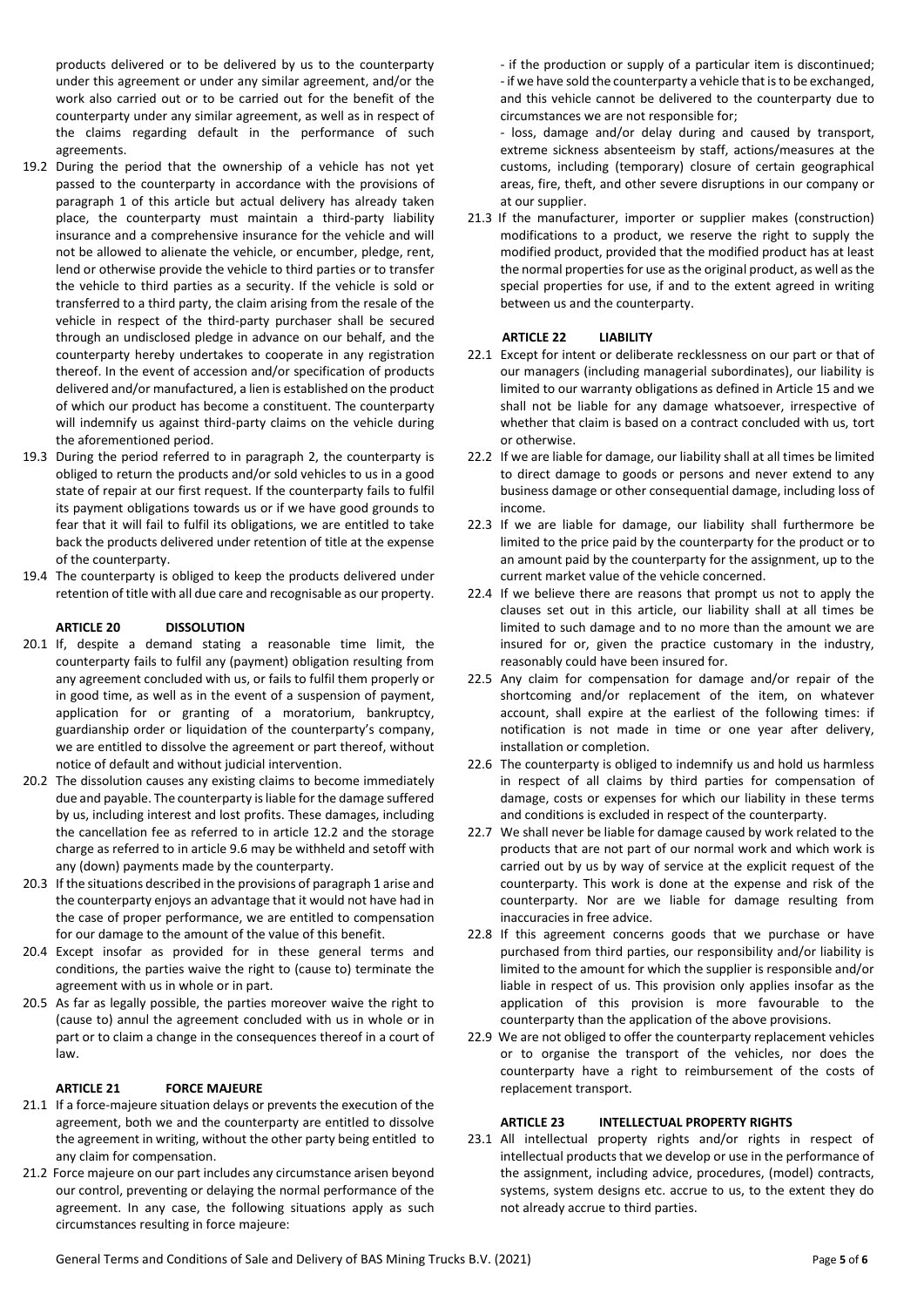products delivered or to be delivered by us to the counterparty under this agreement or under any similar agreement, and/or the work also carried out or to be carried out for the benefit of the counterparty under any similar agreement, as well as in respect of the claims regarding default in the performance of such agreements.

19.2 During the period that the ownership of a vehicle has not yet passed to the counterparty in accordance with the provisions of paragraph 1 of this article but actual delivery has already taken place, the counterparty must maintain a third-party liability insurance and a comprehensive insurance for the vehicle and will not be allowed to alienate the vehicle, or encumber, pledge, rent, lend or otherwise provide the vehicle to third parties or to transfer the vehicle to third parties as a security. If the vehicle is sold or transferred to a third party, the claim arising from the resale of the vehicle in respect of the third-party purchaser shall be secured through an undisclosed pledge in advance on our behalf, and the counterparty hereby undertakes to cooperate in any registration thereof. In the event of accession and/or specification of products delivered and/or manufactured, a lien is established on the product of which our product has become a constituent. The counterparty will indemnify us against third-party claims on the vehicle during the aforementioned period.

19.3 During the period referred to in paragraph 2, the counterparty is obliged to return the products and/or sold vehicles to us in a good state of repair at our first request. If the counterparty fails to fulfil its payment obligations towards us or if we have good grounds to fear that it will fail to fulfil its obligations, we are entitled to take back the products delivered under retention of title at the expense of the counterparty.

19.4 The counterparty is obliged to keep the products delivered under retention of title with all due care and recognisable as our property.

**ARTICLE 20 DISSOLUTION**

20.1 If, despite a demand stating a reasonable time limit, the counterparty fails to fulfil any (payment) obligation resulting from any agreement concluded with us, or fails to fulfil them properly or in good time, as well as in the event of a suspension of payment, application for or granting of a moratorium, bankruptcy, guardianship order or liquidation of the counterparty's company, we are entitled to dissolve the agreement or part thereof, without notice of default and without judicial intervention.

20.2 The dissolution causes any existing claims to become immediately due and payable. The counterparty is liable for the damage suffered by us, including interest and lost profits. These damages, including the cancellation fee as referred to in article 12.2 and the storage charge as referred to in article 9.6 may be withheld and setoff with any (down) payments made by the counterparty.

20.3 If the situations described in the provisions of paragraph 1 arise and the counterparty enjoys an advantage that it would not have had in the case of proper performance, we are entitled to compensation for our damage to the amount of the value of this benefit.

20.4 Except insofar as provided for in these general terms and conditions, the parties waive the right to (cause to) terminate the agreement with us in whole or in part.

20.5 As far as legally possible, the parties moreover waive the right to (cause to) annul the agreement concluded with us in whole or in part or to claim a change in the consequences thereof in a court of law.

**ARTICLE 21 FORCE MAJEURE**

21.1 If a force-majeure situation delays or prevents the execution of the agreement, both we and the counterparty are entitled to dissolve the agreement in writing, without the other party being entitled to any claim for compensation.

21.2 Force majeure on our part includes any circumstance arisen beyond our control, preventing or delaying the normal performance of the agreement. In any case, the following situations apply as such circumstances resulting in force majeure:

- if the production or supply of a particular item is discontinued;
- if we have sold the counterparty a vehicle that is to be exchanged, and this vehicle cannot be delivered to the counterparty due to circumstances we are not responsible for;
- loss, damage and/or delay during and caused by transport, extreme sickness absenteeism by staff, actions/measures at the customs, including (temporary) closure of certain geographical areas, fire, theft, and other severe disruptions in our company or at our supplier.

21.3 If the manufacturer, importer or supplier makes (construction) modifications to a product, we reserve the right to supply the modified product, provided that the modified product has at least the normal properties for use as the original product, as well as the special properties for use, if and to the extent agreed in writing between us and the counterparty.

**ARTICLE 22 LIABILITY**

22.1 Except for intent or deliberate recklessness on our part or that of our managers (including managerial subordinates), our liability is limited to our warranty obligations as defined in Article 15 and we shall not be liable for any damage whatsoever, irrespective of whether that claim is based on a contract concluded with us, tort or otherwise.

22.2 If we are liable for damage, our liability shall at all times be limited to direct damage to goods or persons and never extend to any business damage or other consequential damage, including loss of income.

22.3 If we are liable for damage, our liability shall furthermore be limited to the price paid by the counterparty for the product or to an amount paid by the counterparty for the assignment, up to the current market value of the vehicle concerned.

22.4 If we believe there are reasons that prompt us not to apply the clauses set out in this article, our liability shall at all times be limited to such damage and to no more than the amount we are insured for or, given the practice customary in the industry, reasonably could have been insured for.

22.5 Any claim for compensation for damage and/or repair of the shortcoming and/or replacement of the item, on whatever account, shall expire at the earliest of the following times: if notification is not made in time or one year after delivery, installation or completion.

22.6 The counterparty is obliged to indemnify us and hold us harmless in respect of all claims by third parties for compensation of damage, costs or expenses for which our liability in these terms and conditions is excluded in respect of the counterparty.

22.7 We shall never be liable for damage caused by work related to the products that are not part of our normal work and which work is carried out by us by way of service at the explicit request of the counterparty. This work is done at the expense and risk of the counterparty. Nor are we liable for damage resulting from inaccuracies in free advice.

22.8 If this agreement concerns goods that we purchase or have purchased from third parties, our responsibility and/or liability is limited to the amount for which the supplier is responsible and/or liable in respect of us. This provision only applies insofar as the application of this provision is more favourable to the counterparty than the application of the above provisions.

22.9 We are not obliged to offer the counterparty replacement vehicles or to organise the transport of the vehicles, nor does the counterparty have a right to reimbursement of the costs of replacement transport.

**ARTICLE 23 INTELLECTUAL PROPERTY RIGHTS**

23.1 All intellectual property rights and/or rights in respect of intellectual products that we develop or use in the performance of the assignment, including advice, procedures, (model) contracts, systems, system designs etc. accrue to us, to the extent they do not already accrue to third parties.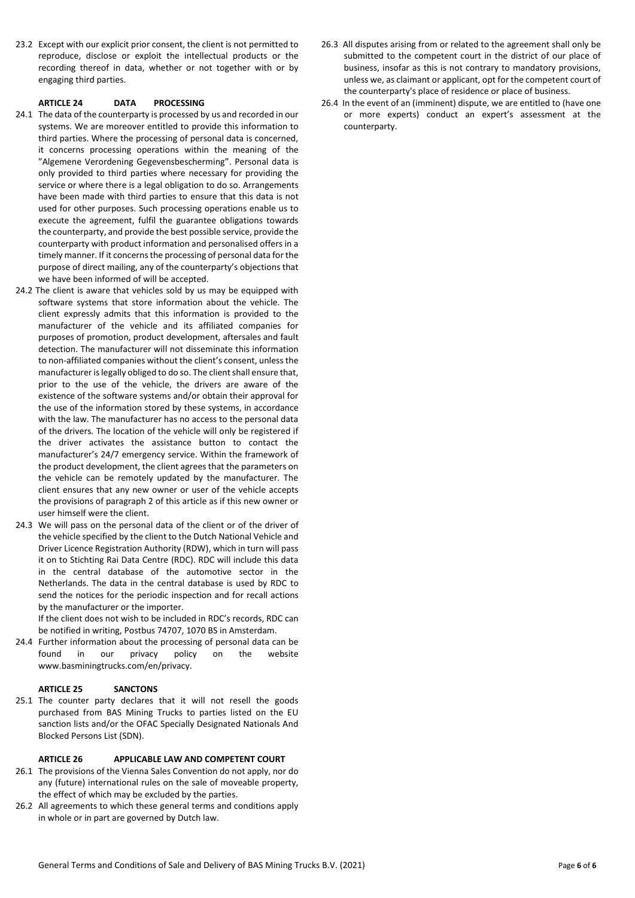23.2 Except with our explicit prior consent, the client is not permitted to reproduce, disclose or exploit the intellectual products or the recording thereof in data, whether or not together with or by engaging third parties.

**ARTICLE 24 DATA PROCESSING**

24.1 The data of the counterparty is processed by us and recorded in our systems. We are moreover entitled to provide this information to third parties. Where the processing of personal data is concerned, it concerns processing operations within the meaning of the "Algemene Verordening Gegevensbescherming". Personal data is only provided to third parties where necessary for providing the service or where there is a legal obligation to do so. Arrangements have been made with third parties to ensure that this data is not used for other purposes. Such processing operations enable us to execute the agreement, fulfil the guarantee obligations towards the counterparty, and provide the best possible service, provide the counterparty with product information and personalised offers in a timely manner. If it concerns the processing of personal data for the purpose of direct mailing, any of the counterparty's objections that we have been informed of will be accepted.

24.2 The client is aware that vehicles sold by us may be equipped with software systems that store information about the vehicle. The client expressly admits that this information is provided to the manufacturer of the vehicle and its affiliated companies for purposes of promotion, product development, aftersales and fault detection. The manufacturer will not disseminate this information to non-affiliated companies without the client's consent, unless the manufacturer is legally obliged to do so. The client shall ensure that, prior to the use of the vehicle, the drivers are aware of the existence of the software systems and/or obtain their approval for the use of the information stored by these systems, in accordance with the law. The manufacturer has no access to the personal data of the drivers. The location of the vehicle will only be registered if the driver activates the assistance button to contact the manufacturer's 24/7 emergency service. Within the framework of the product development, the client agrees that the parameters on the vehicle can be remotely updated by the manufacturer. The client ensures that any new owner or user of the vehicle accepts the provisions of paragraph 2 of this article as if this new owner or user himself were the client.

24.3 We will pass on the personal data of the client or of the driver of the vehicle specified by the client to the Dutch National Vehicle and Driver Licence Registration Authority (RDW), which in turn will pass it on to Stichting Rai Data Centre (RDC). RDC will include this data in the central database of the automotive sector in the Netherlands. The data in the central database is used by RDC to send the notices for the periodic inspection and for recall actions by the manufacturer or the importer.

If the client does not wish to be included in RDC's records, RDC can be notified in writing, Postbus 74707, 1070 BS in Amsterdam.

24.4 Further information about the processing of personal data can be found in our privacy policy on the website www.basminingtrucks.com/en/privacy.

**ARTICLE 25 SANCTONS**

25.1 The counter party declares that it will not resell the goods purchased from BAS Mining Trucks to parties listed on the EU sanction lists and/or the OFAC Specially Designated Nationals And Blocked Persons List (SDN).

**ARTICLE 26 APPLICABLE LAW AND COMPETENT COURT**

26.1 The provisions of the Vienna Sales Convention do not apply, nor do any (future) international rules on the sale of moveable property, the effect of which may be excluded by the parties.

26.2 All agreements to which these general terms and conditions apply in whole or in part are governed by Dutch law.

26.3 All disputes arising from or related to the agreement shall only be submitted to the competent court in the district of our place of business, insofar as this is not contrary to mandatory provisions, unless we, as claimant or applicant, opt for the competent court of the counterparty's place of residence or place of business.

26.4 In the event of an (imminent) dispute, we are entitled to (have one or more experts) conduct an expert's assessment at the counterparty.